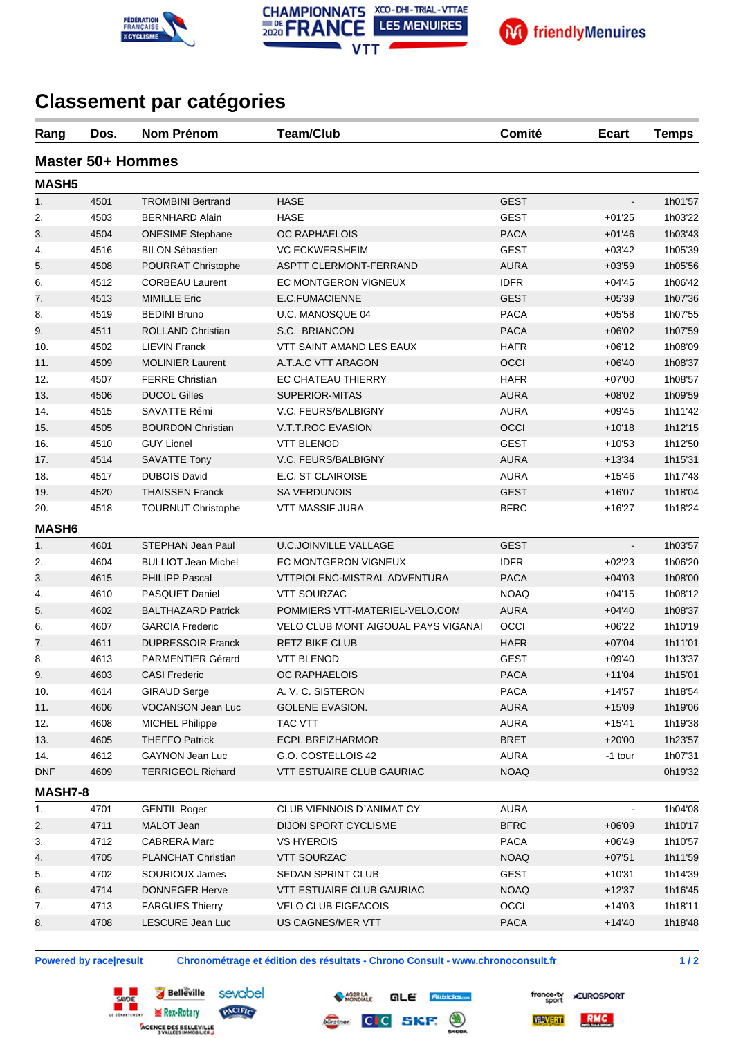# Classement par catégories

## Master 50+ Hommes

### MASH5

| Rang | Dos. | Nom Prénom | Team/Club | Comité | Ecart | Temps |
|---|---|---|---|---|---|---|
| 1. | 4501 | TROMBINI Bertrand | HASE | GEST | - | 1h01'57 |
| 2. | 4503 | BERNHARD Alain | HASE | GEST | +01'25 | 1h03'22 |
| 3. | 4504 | ONESIME Stephane | OC RAPHAELOIS | PACA | +01'46 | 1h03'43 |
| 4. | 4516 | BILON Sébastien | VC ECKWERSHEIM | GEST | +03'42 | 1h05'39 |
| 5. | 4508 | POURRAT Christophe | ASPTT CLERMONT-FERRAND | AURA | +03'59 | 1h05'56 |
| 6. | 4512 | CORBEAU Laurent | EC MONTGERON VIGNEUX | IDFR | +04'45 | 1h06'42 |
| 7. | 4513 | MIMILLE Eric | E.C.FUMACIENNE | GEST | +05'39 | 1h07'36 |
| 8. | 4519 | BEDINI Bruno | U.C. MANOSQUE 04 | PACA | +05'58 | 1h07'55 |
| 9. | 4511 | ROLLAND Christian | S.C. BRIANCON | PACA | +06'02 | 1h07'59 |
| 10. | 4502 | LIEVIN Franck | VTT SAINT AMAND LES EAUX | HAFR | +06'12 | 1h08'09 |
| 11. | 4509 | MOLINIER Laurent | A.T.A.C VTT ARAGON | OCCI | +06'40 | 1h08'37 |
| 12. | 4507 | FERRE Christian | EC CHATEAU THIERRY | HAFR | +07'00 | 1h08'57 |
| 13. | 4506 | DUCOL Gilles | SUPERIOR-MITAS | AURA | +08'02 | 1h09'59 |
| 14. | 4515 | SAVATTE Rémi | V.C. FEURS/BALBIGNY | AURA | +09'45 | 1h11'42 |
| 15. | 4505 | BOURDON Christian | V.T.T.ROC EVASION | OCCI | +10'18 | 1h12'15 |
| 16. | 4510 | GUY Lionel | VTT BLENOD | GEST | +10'53 | 1h12'50 |
| 17. | 4514 | SAVATTE Tony | V.C. FEURS/BALBIGNY | AURA | +13'34 | 1h15'31 |
| 18. | 4517 | DUBOIS David | E.C. ST CLAIROISE | AURA | +15'46 | 1h17'43 |
| 19. | 4520 | THAISSEN Franck | SA VERDUNOIS | GEST | +16'07 | 1h18'04 |
| 20. | 4518 | TOURNUT Christophe | VTT MASSIF JURA | BFRC | +16'27 | 1h18'24 |

### MASH6

| Rang | Dos. | Nom Prénom | Team/Club | Comité | Ecart | Temps |
|---|---|---|---|---|---|---|
| 1. | 4601 | STEPHAN Jean Paul | U.C.JOINVILLE VALLAGE | GEST | - | 1h03'57 |
| 2. | 4604 | BULLIOT Jean Michel | EC MONTGERON VIGNEUX | IDFR | +02'23 | 1h06'20 |
| 3. | 4615 | PHILIPP Pascal | VTTPIOLENC-MISTRAL ADVENTURA | PACA | +04'03 | 1h08'00 |
| 4. | 4610 | PASQUET Daniel | VTT SOURZAC | NOAQ | +04'15 | 1h08'12 |
| 5. | 4602 | BALTHAZARD Patrick | POMMIERS VTT-MATERIEL-VELO.COM | AURA | +04'40 | 1h08'37 |
| 6. | 4607 | GARCIA Frederic | VELO CLUB MONT AIGOUAL PAYS VIGANAI | OCCI | +06'22 | 1h10'19 |
| 7. | 4611 | DUPRESSOIR Franck | RETZ BIKE CLUB | HAFR | +07'04 | 1h11'01 |
| 8. | 4613 | PARMENTIER Gérard | VTT BLENOD | GEST | +09'40 | 1h13'37 |
| 9. | 4603 | CASI Frederic | OC RAPHAELOIS | PACA | +11'04 | 1h15'01 |
| 10. | 4614 | GIRAUD Serge | A. V. C. SISTERON | PACA | +14'57 | 1h18'54 |
| 11. | 4606 | VOCANSON Jean Luc | GOLENE EVASION. | AURA | +15'09 | 1h19'06 |
| 12. | 4608 | MICHEL Philippe | TAC VTT | AURA | +15'41 | 1h19'38 |
| 13. | 4605 | THEFFO Patrick | ECPL BREIZHARMOR | BRET | +20'00 | 1h23'57 |
| 14. | 4612 | GAYNON Jean Luc | G.O. COSTELLOIS 42 | AURA | -1 tour | 1h07'31 |
| DNF | 4609 | TERRIGEOL Richard | VTT ESTUAIRE CLUB GAURIAC | NOAQ | | 0h19'32 |

### MASH7-8

| Rang | Dos. | Nom Prénom | Team/Club | Comité | Ecart | Temps |
|---|---|---|---|---|---|---|
| 1. | 4701 | GENTIL Roger | CLUB VIENNOIS D`ANIMAT CY | AURA | - | 1h04'08 |
| 2. | 4711 | MALOT Jean | DIJON SPORT CYCLISME | BFRC | +06'09 | 1h10'17 |
| 3. | 4712 | CABRERA Marc | VS HYEROIS | PACA | +06'49 | 1h10'57 |
| 4. | 4705 | PLANCHAT Christian | VTT SOURZAC | NOAQ | +07'51 | 1h11'59 |
| 5. | 4702 | SOURIOUX James | SEDAN SPRINT CLUB | GEST | +10'31 | 1h14'39 |
| 6. | 4714 | DONNEGER Herve | VTT ESTUAIRE CLUB GAURIAC | NOAQ | +12'37 | 1h16'45 |
| 7. | 4713 | FARGUES Thierry | VELO CLUB FIGEACOIS | OCCI | +14'03 | 1h18'11 |
| 8. | 4708 | LESCURE Jean Luc | US CAGNES/MER VTT | PACA | +14'40 | 1h18'48 |

Powered by race|result — Chronométrage et édition des résultats - Chrono Consult - www.chronoconsult.fr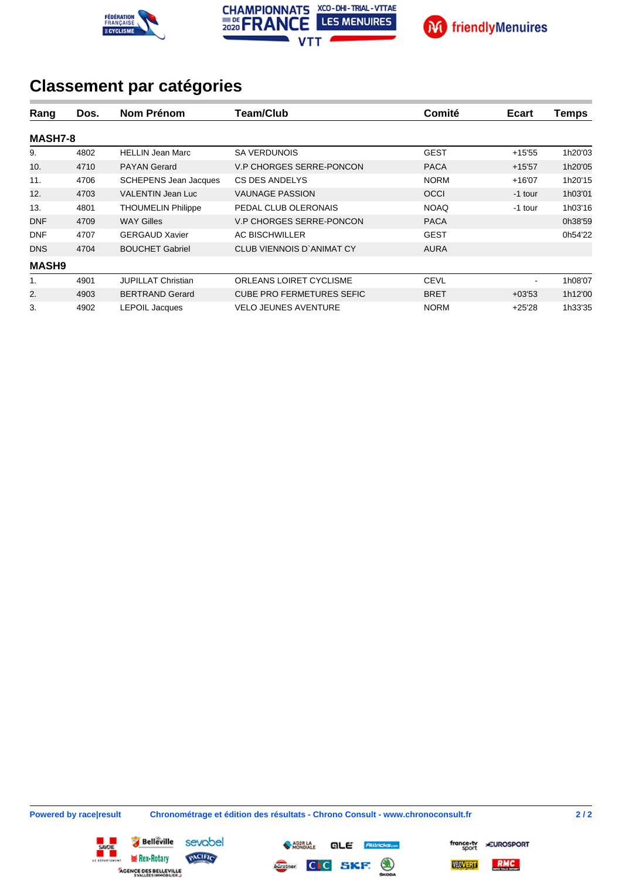## Classement par catégories

| Rang | Dos. | Nom Prénom | Team/Club | Comité | Ecart | Temps |
|---|---|---|---|---|---|---|
| **MASH7-8** | | | | | | |
| 9. | 4802 | HELLIN Jean Marc | SA VERDUNOIS | GEST | +15'55 | 1h20'03 |
| 10. | 4710 | PAYAN Gerard | V.P CHORGES SERRE-PONCON | PACA | +15'57 | 1h20'05 |
| 11. | 4706 | SCHEPENS Jean Jacques | CS DES ANDELYS | NORM | +16'07 | 1h20'15 |
| 12. | 4703 | VALENTIN Jean Luc | VAUNAGE PASSION | OCCI | -1 tour | 1h03'01 |
| 13. | 4801 | THOUMELIN Philippe | PEDAL CLUB OLERONAIS | NOAQ | -1 tour | 1h03'16 |
| DNF | 4709 | WAY Gilles | V.P CHORGES SERRE-PONCON | PACA | | 0h38'59 |
| DNF | 4707 | GERGAUD Xavier | AC BISCHWILLER | GEST | | 0h54'22 |
| DNS | 4704 | BOUCHET Gabriel | CLUB VIENNOIS D`ANIMAT CY | AURA | | |
| **MASH9** | | | | | | |
| 1. | 4901 | JUPILLAT Christian | ORLEANS LOIRET CYCLISME | CEVL | - | 1h08'07 |
| 2. | 4903 | BERTRAND Gerard | CUBE PRO FERMETURES SEFIC | BRET | +03'53 | 1h12'00 |
| 3. | 4902 | LEPOIL Jacques | VELO JEUNES AVENTURE | NORM | +25'28 | 1h33'35 |

Powered by race|result    Chronométrage et édition des résultats - Chrono Consult - www.chronoconsult.fr